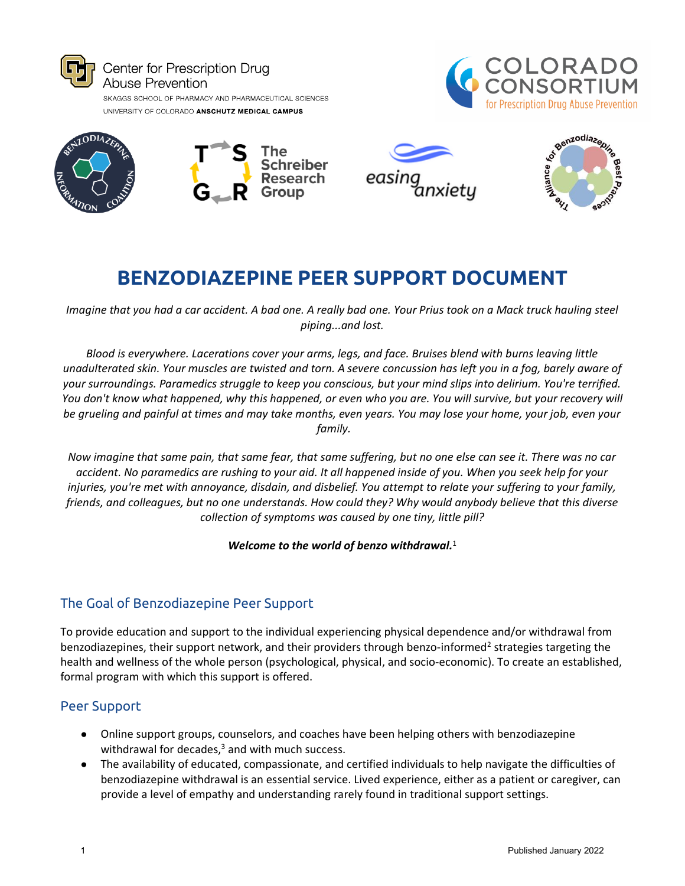Center for Prescription Drug Abuse Prevention
SKAGGS SCHOOL OF PHARMACY AND PHARMACEUTICAL SCIENCES
UNIVERSITY OF COLORADO **ANSCHUTZ MEDICAL CAMPUS**

COLORADO CONSORTIUM for Prescription Drug Abuse Prevention

# BENZODIAZEPINE PEER SUPPORT DOCUMENT

*Imagine that you had a car accident. A bad one. A really bad one. Your Prius took on a Mack truck hauling steel piping...and lost.*

*Blood is everywhere. Lacerations cover your arms, legs, and face. Bruises blend with burns leaving little unadulterated skin. Your muscles are twisted and torn. A severe concussion has left you in a fog, barely aware of your surroundings. Paramedics struggle to keep you conscious, but your mind slips into delirium. You're terrified. You don't know what happened, why this happened, or even who you are. You will survive, but your recovery will be grueling and painful at times and may take months, even years. You may lose your home, your job, even your family.*

*Now imagine that same pain, that same fear, that same suffering, but no one else can see it. There was no car accident. No paramedics are rushing to your aid. It all happened inside of you. When you seek help for your injuries, you're met with annoyance, disdain, and disbelief. You attempt to relate your suffering to your family, friends, and colleagues, but no one understands. How could they? Why would anybody believe that this diverse collection of symptoms was caused by one tiny, little pill?*

***Welcome to the world of benzo withdrawal.***[1]

## The Goal of Benzodiazepine Peer Support

To provide education and support to the individual experiencing physical dependence and/or withdrawal from benzodiazepines, their support network, and their providers through benzo-informed[2] strategies targeting the health and wellness of the whole person (psychological, physical, and socio-economic). To create an established, formal program with which this support is offered.

## Peer Support

- Online support groups, counselors, and coaches have been helping others with benzodiazepine withdrawal for decades,[3] and with much success.
- The availability of educated, compassionate, and certified individuals to help navigate the difficulties of benzodiazepine withdrawal is an essential service. Lived experience, either as a patient or caregiver, can provide a level of empathy and understanding rarely found in traditional support settings.

Published January 2022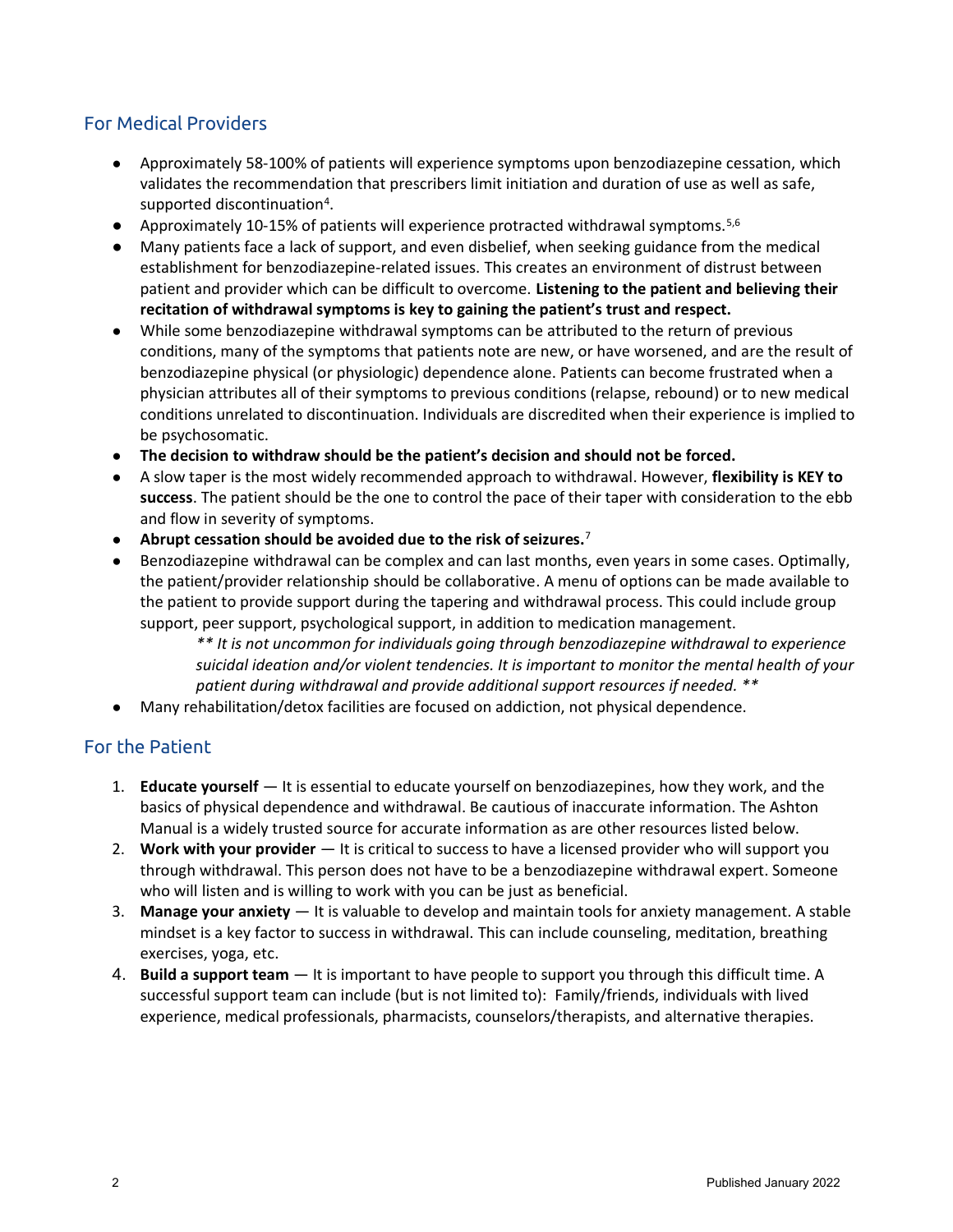## For Medical Providers

- Approximately 58-100% of patients will experience symptoms upon benzodiazepine cessation, which validates the recommendation that prescribers limit initiation and duration of use as well as safe, supported discontinuation[4].
- Approximately 10-15% of patients will experience protracted withdrawal symptoms.[5,6]
- Many patients face a lack of support, and even disbelief, when seeking guidance from the medical establishment for benzodiazepine-related issues. This creates an environment of distrust between patient and provider which can be difficult to overcome. **Listening to the patient and believing their recitation of withdrawal symptoms is key to gaining the patient's trust and respect.**
- While some benzodiazepine withdrawal symptoms can be attributed to the return of previous conditions, many of the symptoms that patients note are new, or have worsened, and are the result of benzodiazepine physical (or physiologic) dependence alone. Patients can become frustrated when a physician attributes all of their symptoms to previous conditions (relapse, rebound) or to new medical conditions unrelated to discontinuation. Individuals are discredited when their experience is implied to be psychosomatic.
- **The decision to withdraw should be the patient's decision and should not be forced.**
- A slow taper is the most widely recommended approach to withdrawal. However, **flexibility is KEY to success**. The patient should be the one to control the pace of their taper with consideration to the ebb and flow in severity of symptoms.
- **Abrupt cessation should be avoided due to the risk of seizures.**[7]
- Benzodiazepine withdrawal can be complex and can last months, even years in some cases. Optimally, the patient/provider relationship should be collaborative. A menu of options can be made available to the patient to provide support during the tapering and withdrawal process. This could include group support, peer support, psychological support, in addition to medication management.

  *** It is not uncommon for individuals going through benzodiazepine withdrawal to experience suicidal ideation and/or violent tendencies. It is important to monitor the mental health of your patient during withdrawal and provide additional support resources if needed. ***
- Many rehabilitation/detox facilities are focused on addiction, not physical dependence.

## For the Patient

1. **Educate yourself** — It is essential to educate yourself on benzodiazepines, how they work, and the basics of physical dependence and withdrawal. Be cautious of inaccurate information. The Ashton Manual is a widely trusted source for accurate information as are other resources listed below.
2. **Work with your provider** — It is critical to success to have a licensed provider who will support you through withdrawal. This person does not have to be a benzodiazepine withdrawal expert. Someone who will listen and is willing to work with you can be just as beneficial.
3. **Manage your anxiety** — It is valuable to develop and maintain tools for anxiety management. A stable mindset is a key factor to success in withdrawal. This can include counseling, meditation, breathing exercises, yoga, etc.
4. **Build a support team** — It is important to have people to support you through this difficult time. A successful support team can include (but is not limited to): Family/friends, individuals with lived experience, medical professionals, pharmacists, counselors/therapists, and alternative therapies.

Published January 2022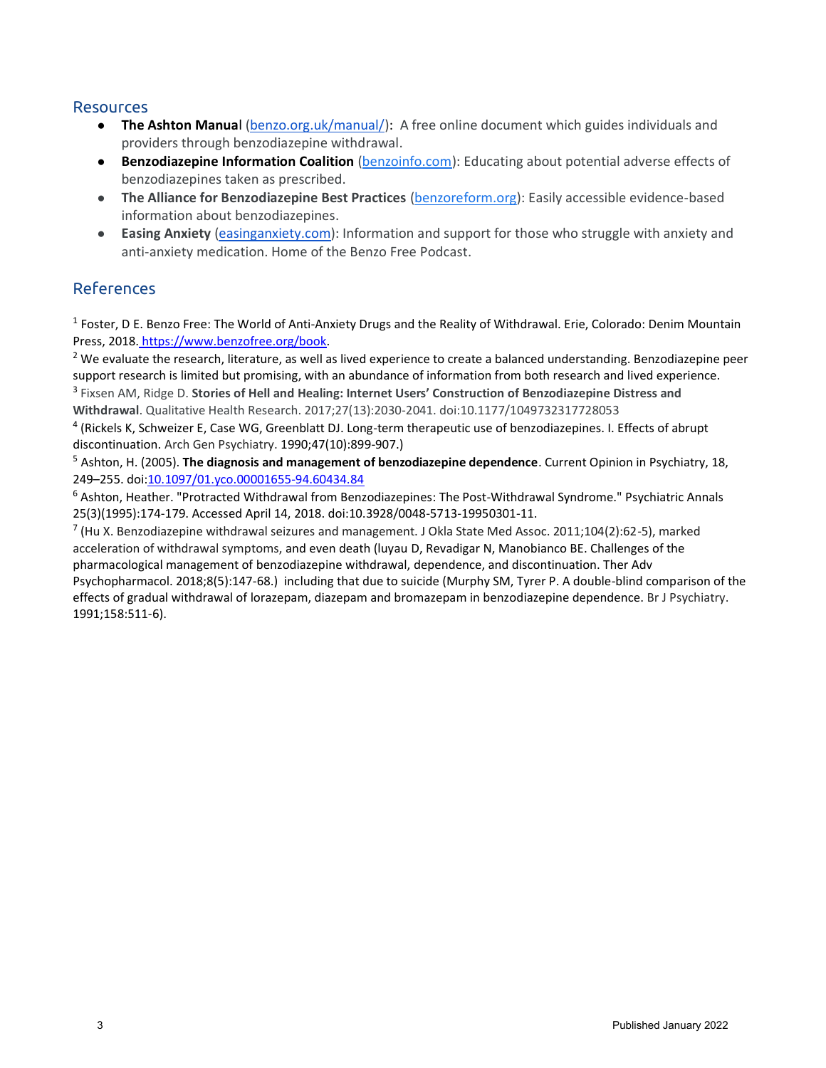## Resources

- **The Ashton Manual** (benzo.org.uk/manual/): A free online document which guides individuals and providers through benzodiazepine withdrawal.
- **Benzodiazepine Information Coalition** (benzoinfo.com): Educating about potential adverse effects of benzodiazepines taken as prescribed.
- **The Alliance for Benzodiazepine Best Practices** (benzoreform.org): Easily accessible evidence-based information about benzodiazepines.
- **Easing Anxiety** (easinganxiety.com): Information and support for those who struggle with anxiety and anti-anxiety medication. Home of the Benzo Free Podcast.

## References

[1] Foster, D E. Benzo Free: The World of Anti-Anxiety Drugs and the Reality of Withdrawal. Erie, Colorado: Denim Mountain Press, 2018. https://www.benzofree.org/book.

[2] We evaluate the research, literature, as well as lived experience to create a balanced understanding. Benzodiazepine peer support research is limited but promising, with an abundance of information from both research and lived experience.

[3] Fixsen AM, Ridge D. **Stories of Hell and Healing: Internet Users' Construction of Benzodiazepine Distress and Withdrawal**. Qualitative Health Research. 2017;27(13):2030-2041. doi:10.1177/1049732317728053

[4] (Rickels K, Schweizer E, Case WG, Greenblatt DJ. Long-term therapeutic use of benzodiazepines. I. Effects of abrupt discontinuation. Arch Gen Psychiatry. 1990;47(10):899-907.)

[5] Ashton, H. (2005). **The diagnosis and management of benzodiazepine dependence**. Current Opinion in Psychiatry, 18, 249–255. doi:10.1097/01.yco.00001655-94.60434.84

[6] Ashton, Heather. "Protracted Withdrawal from Benzodiazepines: The Post-Withdrawal Syndrome." Psychiatric Annals 25(3)(1995):174-179. Accessed April 14, 2018. doi:10.3928/0048-5713-19950301-11.

[7] (Hu X. Benzodiazepine withdrawal seizures and management. J Okla State Med Assoc. 2011;104(2):62-5), marked acceleration of withdrawal symptoms, and even death (Iuyau D, Revadigar N, Manobianco BE. Challenges of the pharmacological management of benzodiazepine withdrawal, dependence, and discontinuation. Ther Adv Psychopharmacol. 2018;8(5):147-68.) including that due to suicide (Murphy SM, Tyrer P. A double-blind comparison of the effects of gradual withdrawal of lorazepam, diazepam and bromazepam in benzodiazepine dependence. Br J Psychiatry. 1991;158:511-6).

Published January 2022